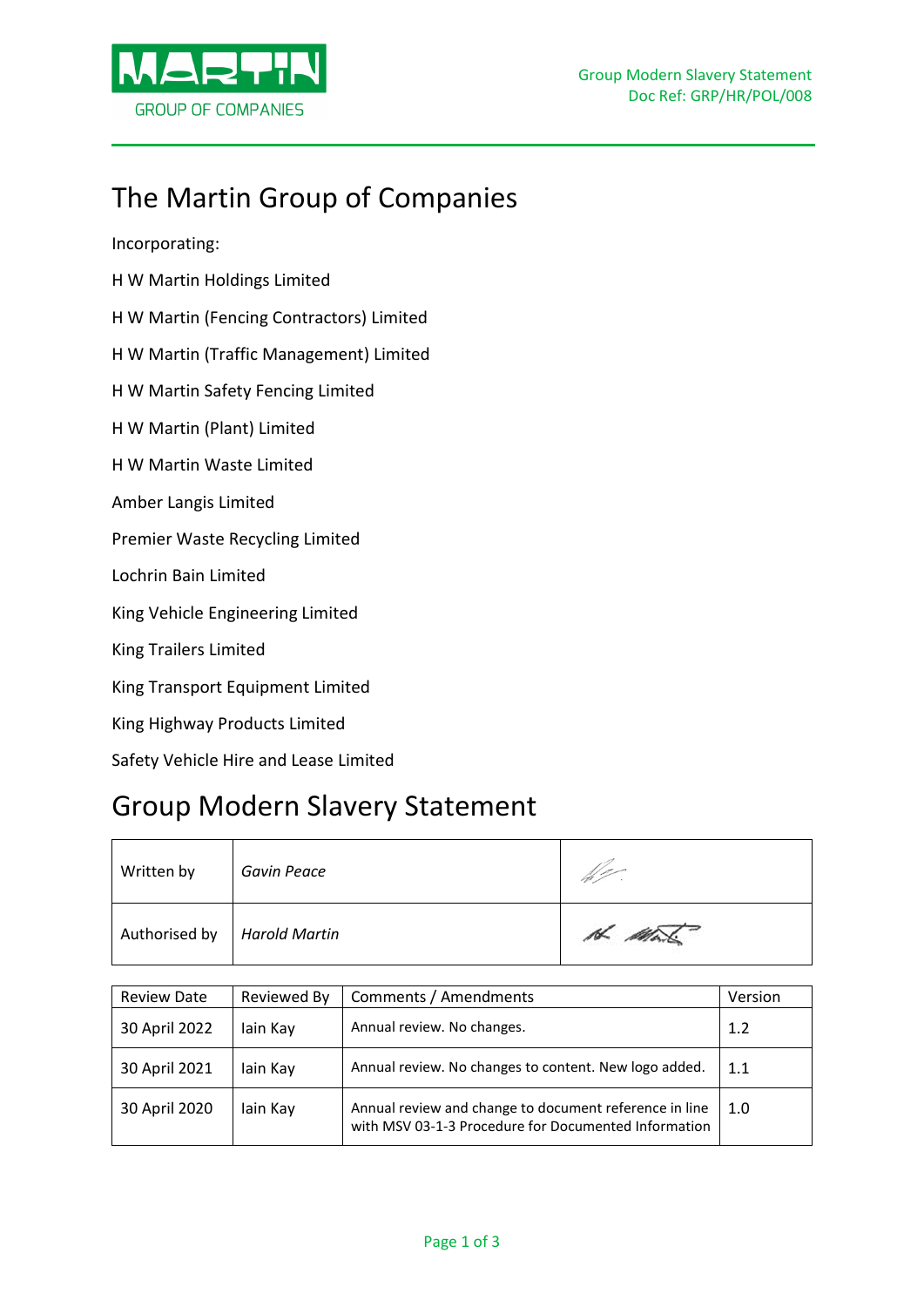# The Martin Group of Companies

Incorporating:

H W Martin Holdings Limited

H W Martin (Fencing Contractors) Limited

H W Martin (Traffic Management) Limited

H W Martin Safety Fencing Limited

H W Martin (Plant) Limited

H W Martin Waste Limited

Amber Langis Limited

Premier Waste Recycling Limited

Lochrin Bain Limited

King Vehicle Engineering Limited

King Trailers Limited

King Transport Equipment Limited

King Highway Products Limited

Safety Vehicle Hire and Lease Limited

# Group Modern Slavery Statement

| | | |
|---|---|---|
| Written by | *Gavin Peace* | |
| Authorised by | *Harold Martin* | |

| Review Date | Reviewed By | Comments / Amendments | Version |
|---|---|---|---|
| 30 April 2022 | Iain Kay | Annual review. No changes. | 1.2 |
| 30 April 2021 | Iain Kay | Annual review. No changes to content. New logo added. | 1.1 |
| 30 April 2020 | Iain Kay | Annual review and change to document reference in line with MSV 03-1-3 Procedure for Documented Information | 1.0 |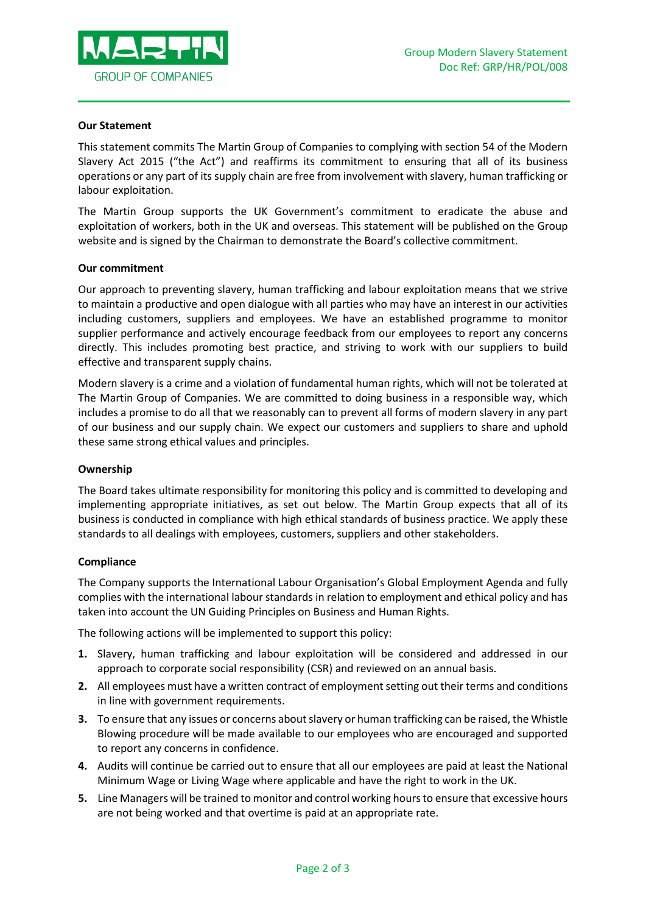**Our Statement**

This statement commits The Martin Group of Companies to complying with section 54 of the Modern Slavery Act 2015 ("the Act") and reaffirms its commitment to ensuring that all of its business operations or any part of its supply chain are free from involvement with slavery, human trafficking or labour exploitation.

The Martin Group supports the UK Government's commitment to eradicate the abuse and exploitation of workers, both in the UK and overseas. This statement will be published on the Group website and is signed by the Chairman to demonstrate the Board's collective commitment.

**Our commitment**

Our approach to preventing slavery, human trafficking and labour exploitation means that we strive to maintain a productive and open dialogue with all parties who may have an interest in our activities including customers, suppliers and employees. We have an established programme to monitor supplier performance and actively encourage feedback from our employees to report any concerns directly. This includes promoting best practice, and striving to work with our suppliers to build effective and transparent supply chains.

Modern slavery is a crime and a violation of fundamental human rights, which will not be tolerated at The Martin Group of Companies. We are committed to doing business in a responsible way, which includes a promise to do all that we reasonably can to prevent all forms of modern slavery in any part of our business and our supply chain. We expect our customers and suppliers to share and uphold these same strong ethical values and principles.

**Ownership**

The Board takes ultimate responsibility for monitoring this policy and is committed to developing and implementing appropriate initiatives, as set out below. The Martin Group expects that all of its business is conducted in compliance with high ethical standards of business practice. We apply these standards to all dealings with employees, customers, suppliers and other stakeholders.

**Compliance**

The Company supports the International Labour Organisation's Global Employment Agenda and fully complies with the international labour standards in relation to employment and ethical policy and has taken into account the UN Guiding Principles on Business and Human Rights.

The following actions will be implemented to support this policy:

1. Slavery, human trafficking and labour exploitation will be considered and addressed in our approach to corporate social responsibility (CSR) and reviewed on an annual basis.
2. All employees must have a written contract of employment setting out their terms and conditions in line with government requirements.
3. To ensure that any issues or concerns about slavery or human trafficking can be raised, the Whistle Blowing procedure will be made available to our employees who are encouraged and supported to report any concerns in confidence.
4. Audits will continue be carried out to ensure that all our employees are paid at least the National Minimum Wage or Living Wage where applicable and have the right to work in the UK.
5. Line Managers will be trained to monitor and control working hours to ensure that excessive hours are not being worked and that overtime is paid at an appropriate rate.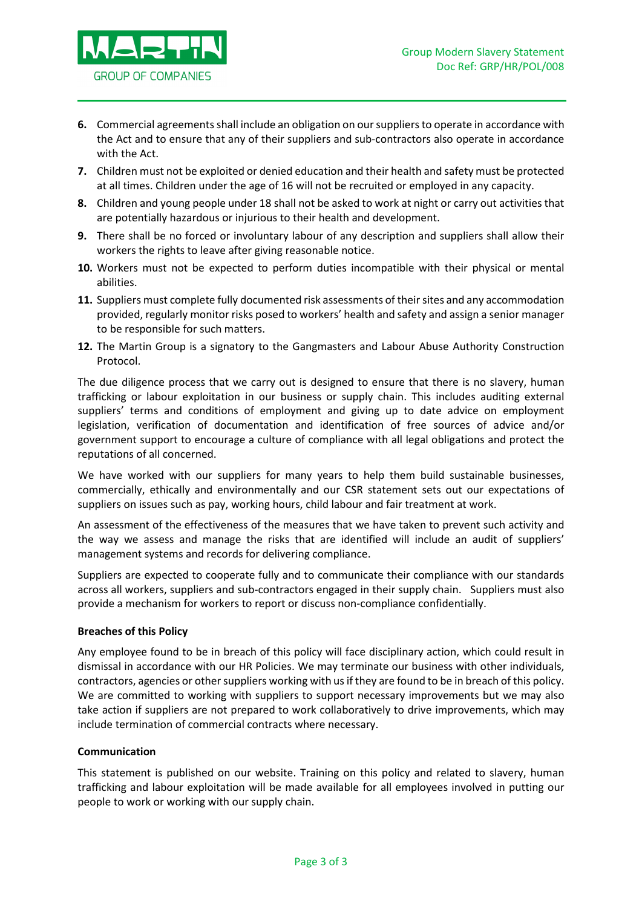6. Commercial agreements shall include an obligation on our suppliers to operate in accordance with the Act and to ensure that any of their suppliers and sub-contractors also operate in accordance with the Act.
7. Children must not be exploited or denied education and their health and safety must be protected at all times. Children under the age of 16 will not be recruited or employed in any capacity.
8. Children and young people under 18 shall not be asked to work at night or carry out activities that are potentially hazardous or injurious to their health and development.
9. There shall be no forced or involuntary labour of any description and suppliers shall allow their workers the rights to leave after giving reasonable notice.
10. Workers must not be expected to perform duties incompatible with their physical or mental abilities.
11. Suppliers must complete fully documented risk assessments of their sites and any accommodation provided, regularly monitor risks posed to workers' health and safety and assign a senior manager to be responsible for such matters.
12. The Martin Group is a signatory to the Gangmasters and Labour Abuse Authority Construction Protocol.

The due diligence process that we carry out is designed to ensure that there is no slavery, human trafficking or labour exploitation in our business or supply chain. This includes auditing external suppliers' terms and conditions of employment and giving up to date advice on employment legislation, verification of documentation and identification of free sources of advice and/or government support to encourage a culture of compliance with all legal obligations and protect the reputations of all concerned.

We have worked with our suppliers for many years to help them build sustainable businesses, commercially, ethically and environmentally and our CSR statement sets out our expectations of suppliers on issues such as pay, working hours, child labour and fair treatment at work.

An assessment of the effectiveness of the measures that we have taken to prevent such activity and the way we assess and manage the risks that are identified will include an audit of suppliers' management systems and records for delivering compliance.

Suppliers are expected to cooperate fully and to communicate their compliance with our standards across all workers, suppliers and sub-contractors engaged in their supply chain. Suppliers must also provide a mechanism for workers to report or discuss non-compliance confidentially.

**Breaches of this Policy**

Any employee found to be in breach of this policy will face disciplinary action, which could result in dismissal in accordance with our HR Policies. We may terminate our business with other individuals, contractors, agencies or other suppliers working with us if they are found to be in breach of this policy. We are committed to working with suppliers to support necessary improvements but we may also take action if suppliers are not prepared to work collaboratively to drive improvements, which may include termination of commercial contracts where necessary.

**Communication**

This statement is published on our website. Training on this policy and related to slavery, human trafficking and labour exploitation will be made available for all employees involved in putting our people to work or working with our supply chain.